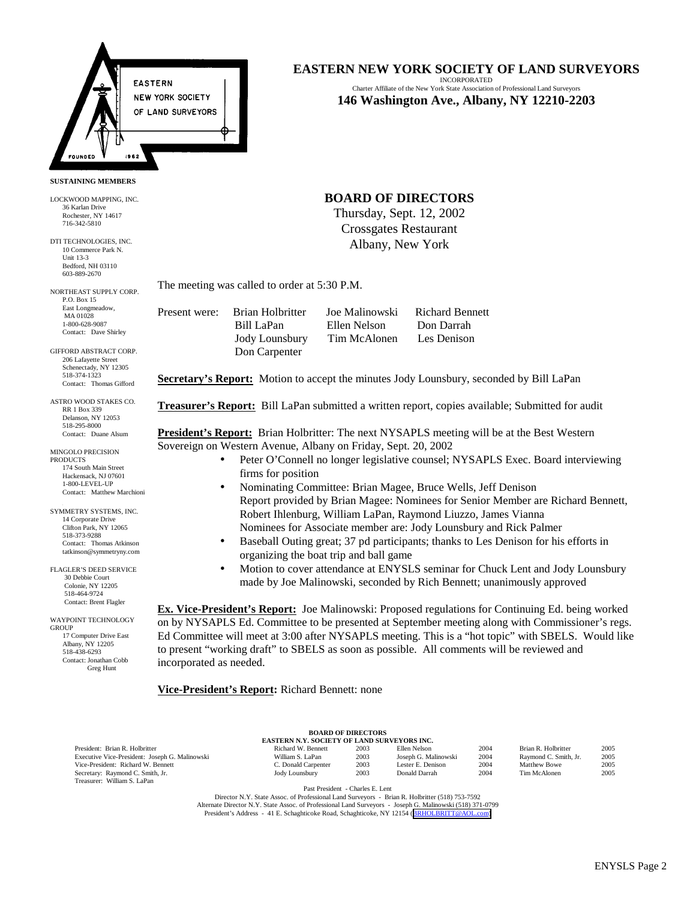# EASTERN NEW YORK SOCIETY OF LAND SURVEYORS

INCORPORATED

Charter Affiliate of the New York State Association of Professional Land Surveyors

**146 Washington Ave., Albany, NY 12210-2203**

**SUSTAINING MEMBERS**

LOCKWOOD MAPPING, INC.
36 Karlan Drive
Rochester, NY 14617
716-342-5810

DTI TECHNOLOGIES, INC.
10 Commerce Park N.
Unit 13-3
Bedford, NH 03110
603-889-2670

NORTHEAST SUPPLY CORP.
P.O. Box 15
East Longmeadow, MA 01028
1-800-628-9087
Contact: Dave Shirley

GIFFORD ABSTRACT CORP.
206 Lafayette Street
Schenectady, NY 12305
518-374-1323
Contact: Thomas Gifford

ASTRO WOOD STAKES CO.
RR 1 Box 339
Delanson, NY 12053
518-295-8000
Contact: Duane Alsum

MINGOLO PRECISION PRODUCTS
174 South Main Street
Hackensack, NJ 07601
1-800-LEVEL-UP
Contact: Matthew Marchioni

SYMMETRY SYSTEMS, INC.
14 Corporate Drive
Clifton Park, NY 12065
518-373-9288
Contact: Thomas Atkinson
tatkinson@symmetryny.com

FLAGLER'S DEED SERVICE
30 Debbie Court
Colonie, NY 12205
518-464-9724
Contact: Brent Flagler

WAYPOINT TECHNOLOGY GROUP
17 Computer Drive East
Albany, NY 12205
518-438-6293
Contact: Jonathan Cobb
Greg Hunt

## BOARD OF DIRECTORS

Thursday, Sept. 12, 2002
Crossgates Restaurant
Albany, New York

The meeting was called to order at 5:30 P.M.

Present were: Brian Holbritter, Joe Malinowski, Richard Bennett, Bill LaPan, Ellen Nelson, Don Darrah, Jody Lounsbury, Tim McAlonen, Les Denison, Don Carpenter

**Secretary's Report:** Motion to accept the minutes Jody Lounsbury, seconded by Bill LaPan

**Treasurer's Report:** Bill LaPan submitted a written report, copies available; Submitted for audit

**President's Report:** Brian Holbritter: The next NYSAPLS meeting will be at the Best Western Sovereign on Western Avenue, Albany on Friday, Sept. 20, 2002

- Peter O'Connell no longer legislative counsel; NYSAPLS Exec. Board interviewing firms for position
- Nominating Committee: Brian Magee, Bruce Wells, Jeff Denison
  Report provided by Brian Magee: Nominees for Senior Member are Richard Bennett, Robert Ihlenburg, William LaPan, Raymond Liuzzo, James Vianna
  Nominees for Associate member are: Jody Lounsbury and Rick Palmer
- Baseball Outing great; 37 pd participants; thanks to Les Denison for his efforts in organizing the boat trip and ball game
- Motion to cover attendance at ENYSLS seminar for Chuck Lent and Jody Lounsbury made by Joe Malinowski, seconded by Rich Bennett; unanimously approved

**Ex. Vice-President's Report:** Joe Malinowski: Proposed regulations for Continuing Ed. being worked on by NYSAPLS Ed. Committee to be presented at September meeting along with Commissioner's regs. Ed Committee will meet at 3:00 after NYSAPLS meeting. This is a "hot topic" with SBELS. Would like to present "working draft" to SBELS as soon as possible. All comments will be reviewed and incorporated as needed.

**Vice-President's Report:** Richard Bennett: none

**BOARD OF DIRECTORS**
**EASTERN N.Y. SOCIETY OF LAND SURVEYORS INC.**

| Officers | Director | Term | Director | Term | Director | Term |
|---|---|---|---|---|---|---|
| President: Brian R. Holbritter | Richard W. Bennett | 2003 | Ellen Nelson | 2004 | Brian R. Holbritter | 2005 |
| Executive Vice-President: Joseph G. Malinowski | William S. LaPan | 2003 | Joseph G. Malinowski | 2004 | Raymond C. Smith, Jr. | 2005 |
| Vice-President: Richard W. Bennett | C. Donald Carpenter | 2003 | Lester E. Denison | 2004 | Matthew Bowe | 2005 |
| Secretary: Raymond C. Smith, Jr. | Jody Lounsbury | 2003 | Donald Darrah | 2004 | Tim McAlonen | 2005 |
| Treasurer: William S. LaPan | | | | | | |

Past President - Charles E. Lent

Director N.Y. State Assoc. of Professional Land Surveyors - Brian R. Holbritter (518) 753-7592

Alternate Director N.Y. State Assoc. of Professional Land Surveyors - Joseph G. Malinowski (518) 371-0799

President's Address - 41 E. Schaghticoke Road, Schaghticoke, NY 12154 (BRHOLBRITT@AOL.com)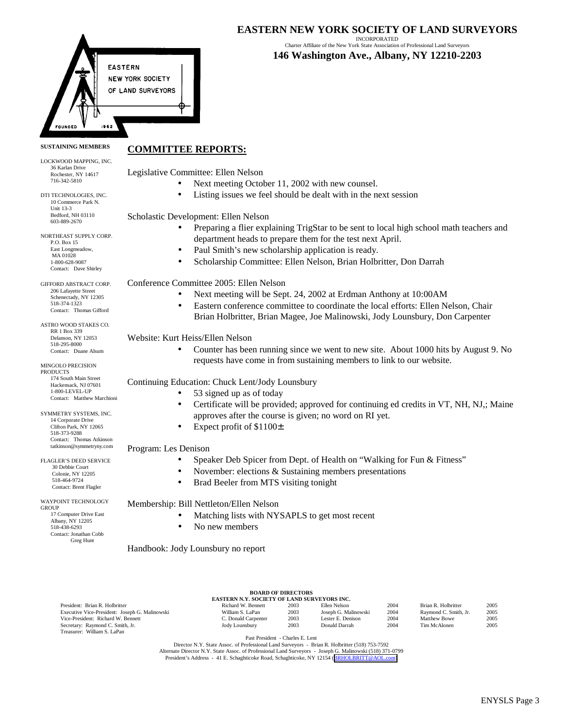# EASTERN NEW YORK SOCIETY OF LAND SURVEYORS

INCORPORATED

Charter Affiliate of the New York State Association of Professional Land Surveyors

**146 Washington Ave., Albany, NY 12210-2203**

**SUSTAINING MEMBERS**

LOCKWOOD MAPPING, INC.
36 Karlan Drive
Rochester, NY 14617
716-342-5810

DTI TECHNOLOGIES, INC.
10 Commerce Park N.
Unit 13-3
Bedford, NH 03110
603-889-2670

NORTHEAST SUPPLY CORP.
P.O. Box 15
East Longmeadow,
MA 01028
1-800-628-9087
Contact: Dave Shirley

GIFFORD ABSTRACT CORP.
206 Lafayette Street
Schenectady, NY 12305
518-374-1323
Contact: Thomas Gifford

ASTRO WOOD STAKES CO.
RR 1 Box 339
Delanson, NY 12053
518-295-8000
Contact: Duane Alsum

MINGOLO PRECISION PRODUCTS
174 South Main Street
Hackensack, NJ 07601
1-800-LEVEL-UP
Contact: Matthew Marchioni

SYMMETRY SYSTEMS, INC.
14 Corporate Drive
Clifton Park, NY 12065
518-373-9288
Contact: Thomas Atkinson
tatkinson@symmetryny.com

FLAGLER'S DEED SERVICE
30 Debbie Court
Colonie, NY 12205
518-464-9724
Contact: Brent Flagler

WAYPOINT TECHNOLOGY GROUP
17 Computer Drive East
Albany, NY 12205
518-438-6293
Contact: Jonathan Cobb
Greg Hunt

## COMMITTEE REPORTS:

Legislative Committee: Ellen Nelson

- Next meeting October 11, 2002 with new counsel.
- Listing issues we feel should be dealt with in the next session

Scholastic Development: Ellen Nelson

- Preparing a flier explaining TrigStar to be sent to local high school math teachers and department heads to prepare them for the test next April.
- Paul Smith's new scholarship application is ready.
- Scholarship Committee: Ellen Nelson, Brian Holbritter, Don Darrah

Conference Committee 2005: Ellen Nelson

- Next meeting will be Sept. 24, 2002 at Erdman Anthony at 10:00AM
- Eastern conference committee to coordinate the local efforts: Ellen Nelson, Chair Brian Holbritter, Brian Magee, Joe Malinowski, Jody Lounsbury, Don Carpenter

Website: Kurt Heiss/Ellen Nelson

- Counter has been running since we went to new site. About 1000 hits by August 9. No requests have come in from sustaining members to link to our website.

Continuing Education: Chuck Lent/Jody Lounsbury

- 53 signed up as of today
- Certificate will be provided; approved for continuing ed credits in VT, NH, NJ,; Maine approves after the course is given; no word on RI yet.
- Expect profit of $1100±

Program: Les Denison

- Speaker Deb Spicer from Dept. of Health on "Walking for Fun & Fitness"
- November: elections & Sustaining members presentations
- Brad Beeler from MTS visiting tonight

Membership: Bill Nettleton/Ellen Nelson

- Matching lists with NYSAPLS to get most recent
- No new members

Handbook: Jody Lounsbury no report

**BOARD OF DIRECTORS**
**EASTERN N.Y. SOCIETY OF LAND SURVEYORS INC.**

| Officers | | | | | | |
|---|---|---|---|---|---|---|
| President: Brian R. Holbritter | Richard W. Bennett | 2003 | Ellen Nelson | 2004 | Brian R. Holbritter | 2005 |
| Executive Vice-President: Joseph G. Malinowski | William S. LaPan | 2003 | Joseph G. Malinowski | 2004 | Raymond C. Smith, Jr. | 2005 |
| Vice-President: Richard W. Bennett | C. Donald Carpenter | 2003 | Lester E. Denison | 2004 | Matthew Bowe | 2005 |
| Secretary: Raymond C. Smith, Jr. | Jody Lounsbury | 2003 | Donald Darrah | 2004 | Tim McAlonen | 2005 |
| Treasurer: William S. LaPan | | | | | | |

Past President - Charles E. Lent
Director N.Y. State Assoc. of Professional Land Surveyors - Brian R. Holbritter (518) 753-7592
Alternate Director N.Y. State Assoc. of Professional Land Surveyors - Joseph G. Malinowski (518) 371-0799
President's Address - 41 E. Schaghticoke Road, Schaghticoke, NY 12154 (BRHOLBRITT@AOL.com)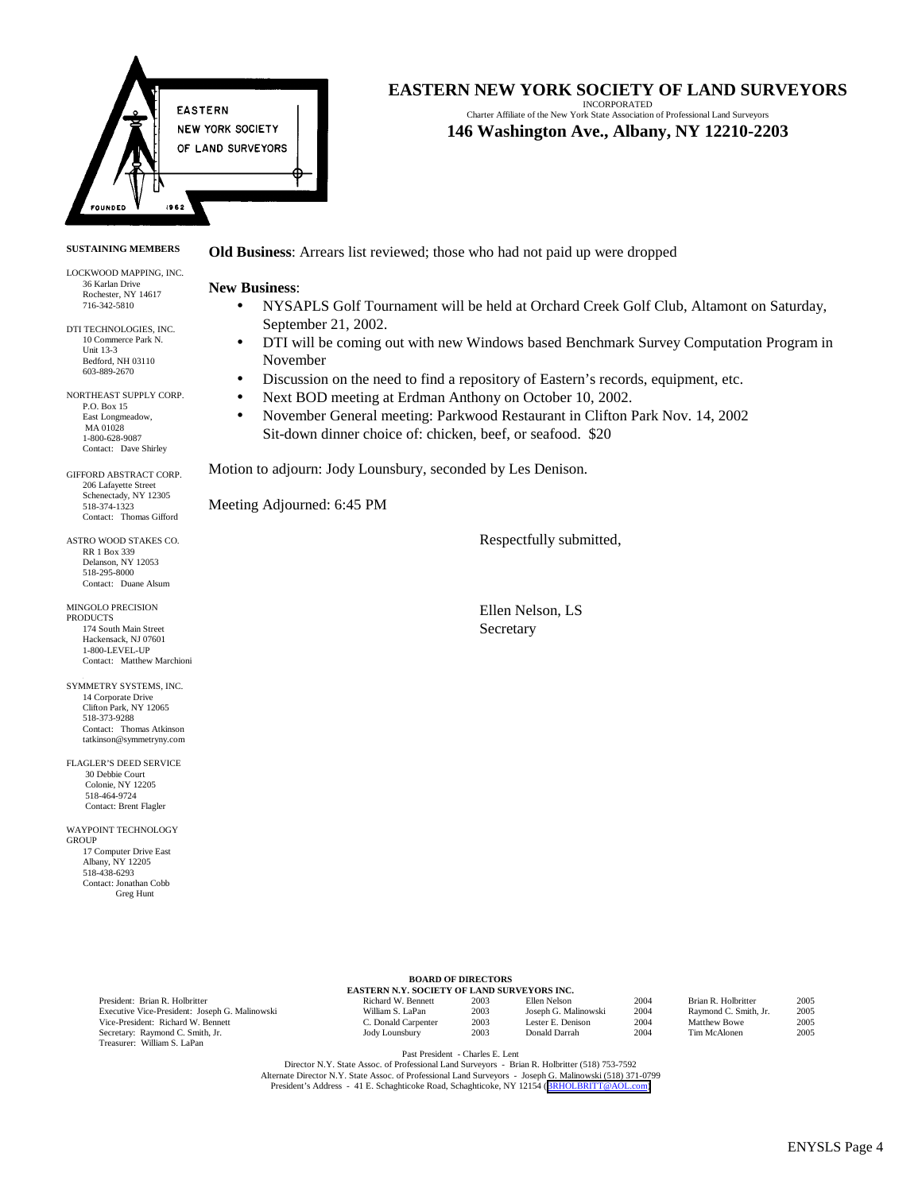# EASTERN NEW YORK SOCIETY OF LAND SURVEYORS

INCORPORATED

Charter Affiliate of the New York State Association of Professional Land Surveyors

**146 Washington Ave., Albany, NY 12210-2203**

**SUSTAINING MEMBERS**

LOCKWOOD MAPPING, INC.
36 Karlan Drive
Rochester, NY 14617
716-342-5810

DTI TECHNOLOGIES, INC.
10 Commerce Park N.
Unit 13-3
Bedford, NH 03110
603-889-2670

NORTHEAST SUPPLY CORP.
P.O. Box 15
East Longmeadow,
MA 01028
1-800-628-9087
Contact: Dave Shirley

GIFFORD ABSTRACT CORP.
206 Lafayette Street
Schenectady, NY 12305
518-374-1323
Contact: Thomas Gifford

ASTRO WOOD STAKES CO.
RR 1 Box 339
Delanson, NY 12053
518-295-8000
Contact: Duane Alsum

MINGOLO PRECISION PRODUCTS
174 South Main Street
Hackensack, NJ 07601
1-800-LEVEL-UP
Contact: Matthew Marchioni

SYMMETRY SYSTEMS, INC.
14 Corporate Drive
Clifton Park, NY 12065
518-373-9288
Contact: Thomas Atkinson
tatkinson@symmetryny.com

FLAGLER'S DEED SERVICE
30 Debbie Court
Colonie, NY 12205
518-464-9724
Contact: Brent Flagler

WAYPOINT TECHNOLOGY GROUP
17 Computer Drive East
Albany, NY 12205
518-438-6293
Contact: Jonathan Cobb
Greg Hunt

**Old Business**: Arrears list reviewed; those who had not paid up were dropped

**New Business**:

- NYSAPLS Golf Tournament will be held at Orchard Creek Golf Club, Altamont on Saturday, September 21, 2002.
- DTI will be coming out with new Windows based Benchmark Survey Computation Program in November
- Discussion on the need to find a repository of Eastern's records, equipment, etc.
- Next BOD meeting at Erdman Anthony on October 10, 2002.
- November General meeting: Parkwood Restaurant in Clifton Park Nov. 14, 2002
  Sit-down dinner choice of: chicken, beef, or seafood. $20

Motion to adjourn: Jody Lounsbury, seconded by Les Denison.

Meeting Adjourned: 6:45 PM

Respectfully submitted,

Ellen Nelson, LS
Secretary

**BOARD OF DIRECTORS**
**EASTERN N.Y. SOCIETY OF LAND SURVEYORS INC.**

| | | | | | | |
|---|---|---|---|---|---|---|
| President: Brian R. Holbritter | Richard W. Bennett | 2003 | Ellen Nelson | 2004 | Brian R. Holbritter | 2005 |
| Executive Vice-President: Joseph G. Malinowski | William S. LaPan | 2003 | Joseph G. Malinowski | 2004 | Raymond C. Smith, Jr. | 2005 |
| Vice-President: Richard W. Bennett | C. Donald Carpenter | 2003 | Lester E. Denison | 2004 | Matthew Bowe | 2005 |
| Secretary: Raymond C. Smith, Jr. | Jody Lounsbury | 2003 | Donald Darrah | 2004 | Tim McAlonen | 2005 |
| Treasurer: William S. LaPan | | | | | | |

Past President - Charles E. Lent

Director N.Y. State Assoc. of Professional Land Surveyors - Brian R. Holbritter (518) 753-7592

Alternate Director N.Y. State Assoc. of Professional Land Surveyors - Joseph G. Malinowski (518) 371-0799

President's Address - 41 E. Schaghticoke Road, Schaghticoke, NY 12154 (BRHOLBRITT@AOL.com)